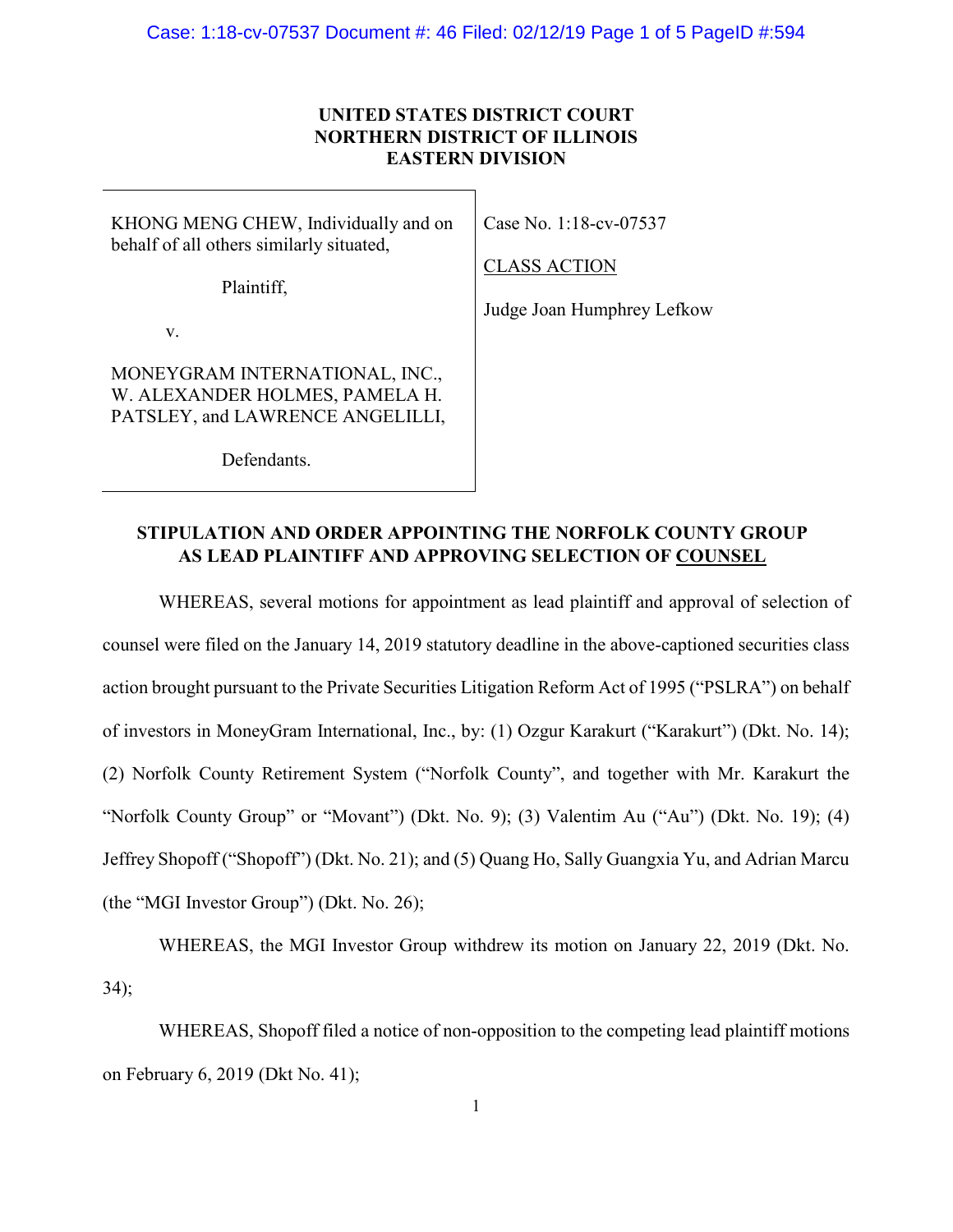**UNITED STATES DISTRICT COURT**
**NORTHERN DISTRICT OF ILLINOIS**
**EASTERN DIVISION**

| | |
|---|---|
| KHONG MENG CHEW, Individually and on behalf of all others similarly situated,<br><br>Plaintiff,<br><br>v.<br><br>MONEYGRAM INTERNATIONAL, INC., W. ALEXANDER HOLMES, PAMELA H. PATSLEY, and LAWRENCE ANGELILLI,<br><br>Defendants. | Case No. 1:18-cv-07537<br><br>CLASS ACTION<br><br>Judge Joan Humphrey Lefkow |

**STIPULATION AND ORDER APPOINTING THE NORFOLK COUNTY GROUP AS LEAD PLAINTIFF AND APPROVING SELECTION OF COUNSEL**

WHEREAS, several motions for appointment as lead plaintiff and approval of selection of counsel were filed on the January 14, 2019 statutory deadline in the above-captioned securities class action brought pursuant to the Private Securities Litigation Reform Act of 1995 ("PSLRA") on behalf of investors in MoneyGram International, Inc., by: (1) Ozgur Karakurt ("Karakurt") (Dkt. No. 14); (2) Norfolk County Retirement System ("Norfolk County", and together with Mr. Karakurt the "Norfolk County Group" or "Movant") (Dkt. No. 9); (3) Valentim Au ("Au") (Dkt. No. 19); (4) Jeffrey Shopoff ("Shopoff") (Dkt. No. 21); and (5) Quang Ho, Sally Guangxia Yu, and Adrian Marcu (the "MGI Investor Group") (Dkt. No. 26);

WHEREAS, the MGI Investor Group withdrew its motion on January 22, 2019 (Dkt. No. 34);

WHEREAS, Shopoff filed a notice of non-opposition to the competing lead plaintiff motions on February 6, 2019 (Dkt No. 41);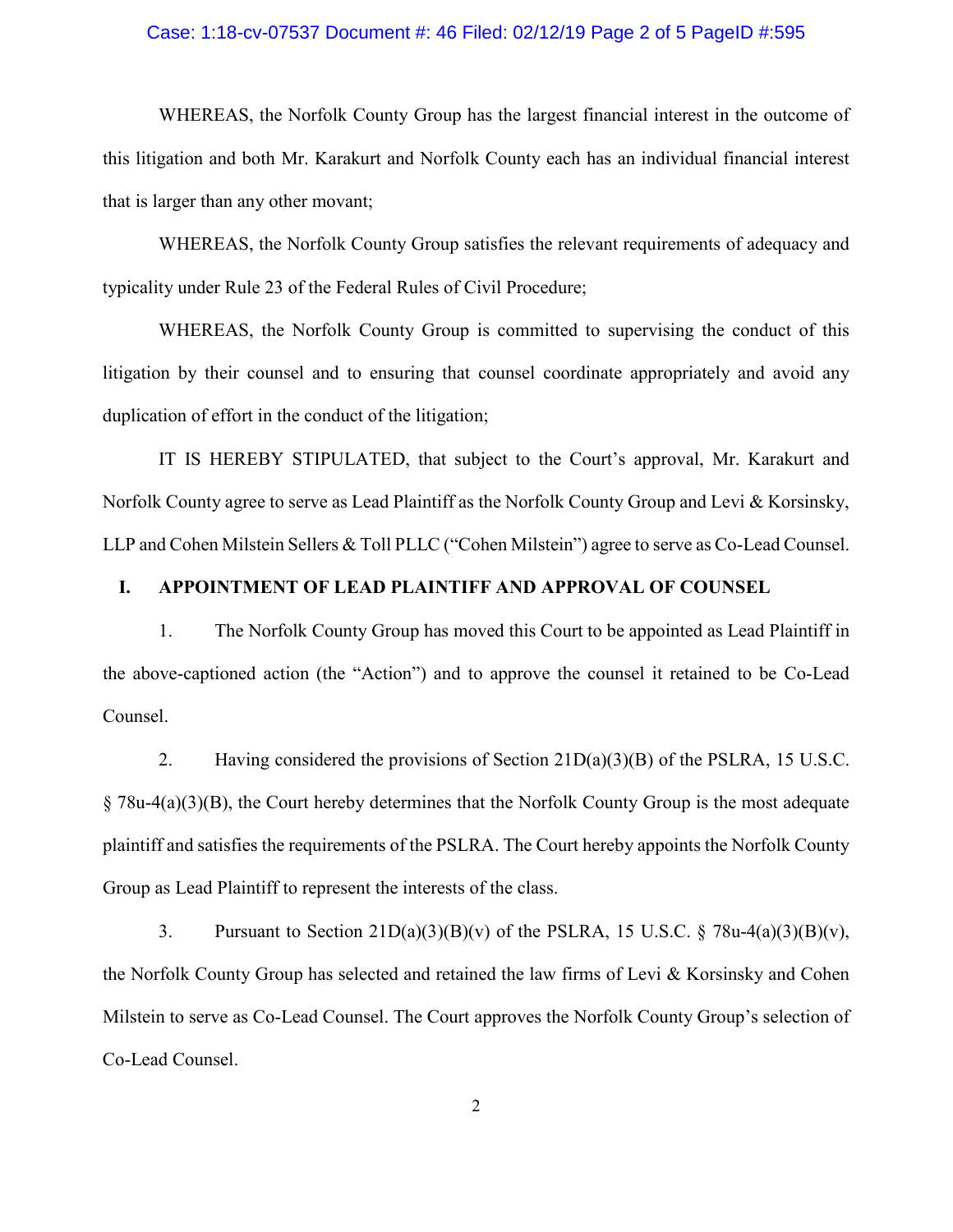WHEREAS, the Norfolk County Group has the largest financial interest in the outcome of this litigation and both Mr. Karakurt and Norfolk County each has an individual financial interest that is larger than any other movant;

WHEREAS, the Norfolk County Group satisfies the relevant requirements of adequacy and typicality under Rule 23 of the Federal Rules of Civil Procedure;

WHEREAS, the Norfolk County Group is committed to supervising the conduct of this litigation by their counsel and to ensuring that counsel coordinate appropriately and avoid any duplication of effort in the conduct of the litigation;

IT IS HEREBY STIPULATED, that subject to the Court's approval, Mr. Karakurt and Norfolk County agree to serve as Lead Plaintiff as the Norfolk County Group and Levi & Korsinsky, LLP and Cohen Milstein Sellers & Toll PLLC ("Cohen Milstein") agree to serve as Co-Lead Counsel.

## I. APPOINTMENT OF LEAD PLAINTIFF AND APPROVAL OF COUNSEL

1. The Norfolk County Group has moved this Court to be appointed as Lead Plaintiff in the above-captioned action (the "Action") and to approve the counsel it retained to be Co-Lead Counsel.

2. Having considered the provisions of Section 21D(a)(3)(B) of the PSLRA, 15 U.S.C. § 78u-4(a)(3)(B), the Court hereby determines that the Norfolk County Group is the most adequate plaintiff and satisfies the requirements of the PSLRA. The Court hereby appoints the Norfolk County Group as Lead Plaintiff to represent the interests of the class.

3. Pursuant to Section 21D(a)(3)(B)(v) of the PSLRA, 15 U.S.C. § 78u-4(a)(3)(B)(v), the Norfolk County Group has selected and retained the law firms of Levi & Korsinsky and Cohen Milstein to serve as Co-Lead Counsel. The Court approves the Norfolk County Group's selection of Co-Lead Counsel.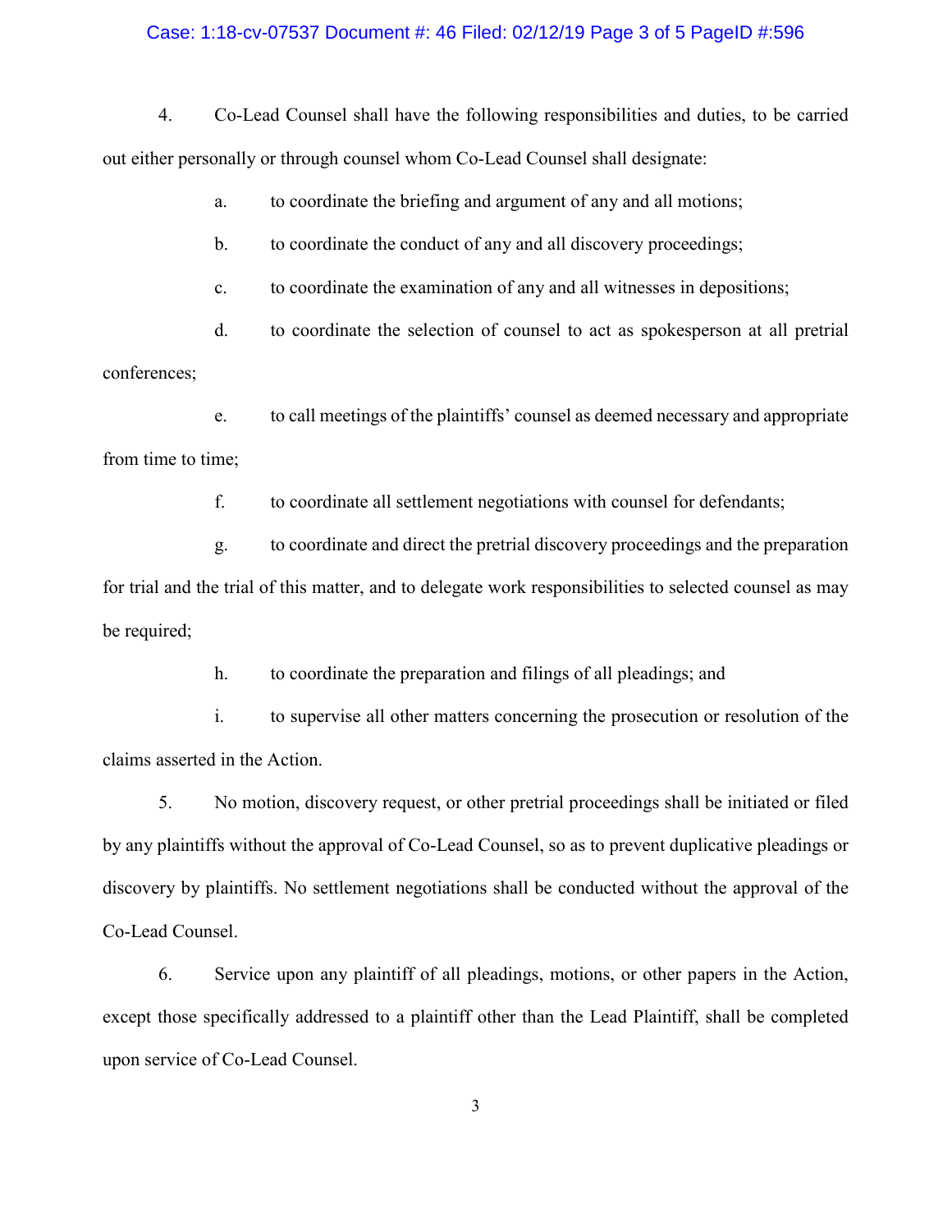4. Co-Lead Counsel shall have the following responsibilities and duties, to be carried out either personally or through counsel whom Co-Lead Counsel shall designate:

a. to coordinate the briefing and argument of any and all motions;

b. to coordinate the conduct of any and all discovery proceedings;

c. to coordinate the examination of any and all witnesses in depositions;

d. to coordinate the selection of counsel to act as spokesperson at all pretrial conferences;

e. to call meetings of the plaintiffs' counsel as deemed necessary and appropriate from time to time;

f. to coordinate all settlement negotiations with counsel for defendants;

g. to coordinate and direct the pretrial discovery proceedings and the preparation for trial and the trial of this matter, and to delegate work responsibilities to selected counsel as may be required;

h. to coordinate the preparation and filings of all pleadings; and

i. to supervise all other matters concerning the prosecution or resolution of the claims asserted in the Action.

5. No motion, discovery request, or other pretrial proceedings shall be initiated or filed by any plaintiffs without the approval of Co-Lead Counsel, so as to prevent duplicative pleadings or discovery by plaintiffs. No settlement negotiations shall be conducted without the approval of the Co-Lead Counsel.

6. Service upon any plaintiff of all pleadings, motions, or other papers in the Action, except those specifically addressed to a plaintiff other than the Lead Plaintiff, shall be completed upon service of Co-Lead Counsel.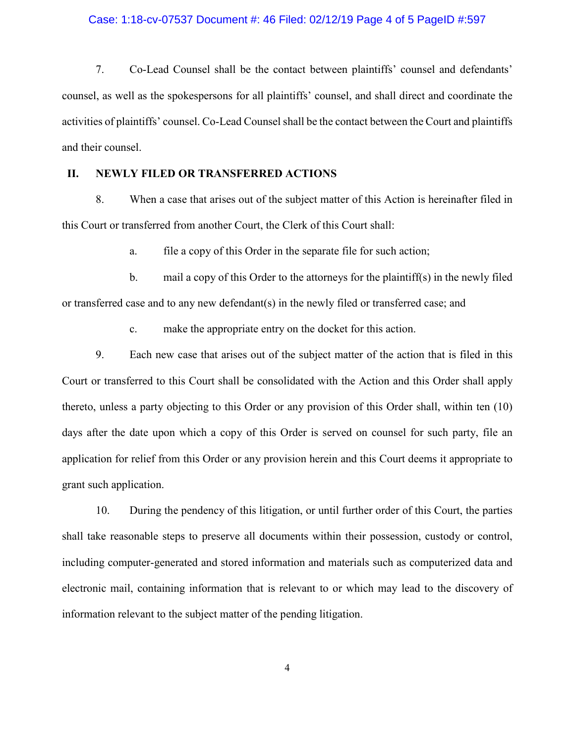7. Co-Lead Counsel shall be the contact between plaintiffs' counsel and defendants' counsel, as well as the spokespersons for all plaintiffs' counsel, and shall direct and coordinate the activities of plaintiffs' counsel. Co-Lead Counsel shall be the contact between the Court and plaintiffs and their counsel.

## II. NEWLY FILED OR TRANSFERRED ACTIONS

8. When a case that arises out of the subject matter of this Action is hereinafter filed in this Court or transferred from another Court, the Clerk of this Court shall:

a. file a copy of this Order in the separate file for such action;

b. mail a copy of this Order to the attorneys for the plaintiff(s) in the newly filed or transferred case and to any new defendant(s) in the newly filed or transferred case; and

c. make the appropriate entry on the docket for this action.

9. Each new case that arises out of the subject matter of the action that is filed in this Court or transferred to this Court shall be consolidated with the Action and this Order shall apply thereto, unless a party objecting to this Order or any provision of this Order shall, within ten (10) days after the date upon which a copy of this Order is served on counsel for such party, file an application for relief from this Order or any provision herein and this Court deems it appropriate to grant such application.

10. During the pendency of this litigation, or until further order of this Court, the parties shall take reasonable steps to preserve all documents within their possession, custody or control, including computer-generated and stored information and materials such as computerized data and electronic mail, containing information that is relevant to or which may lead to the discovery of information relevant to the subject matter of the pending litigation.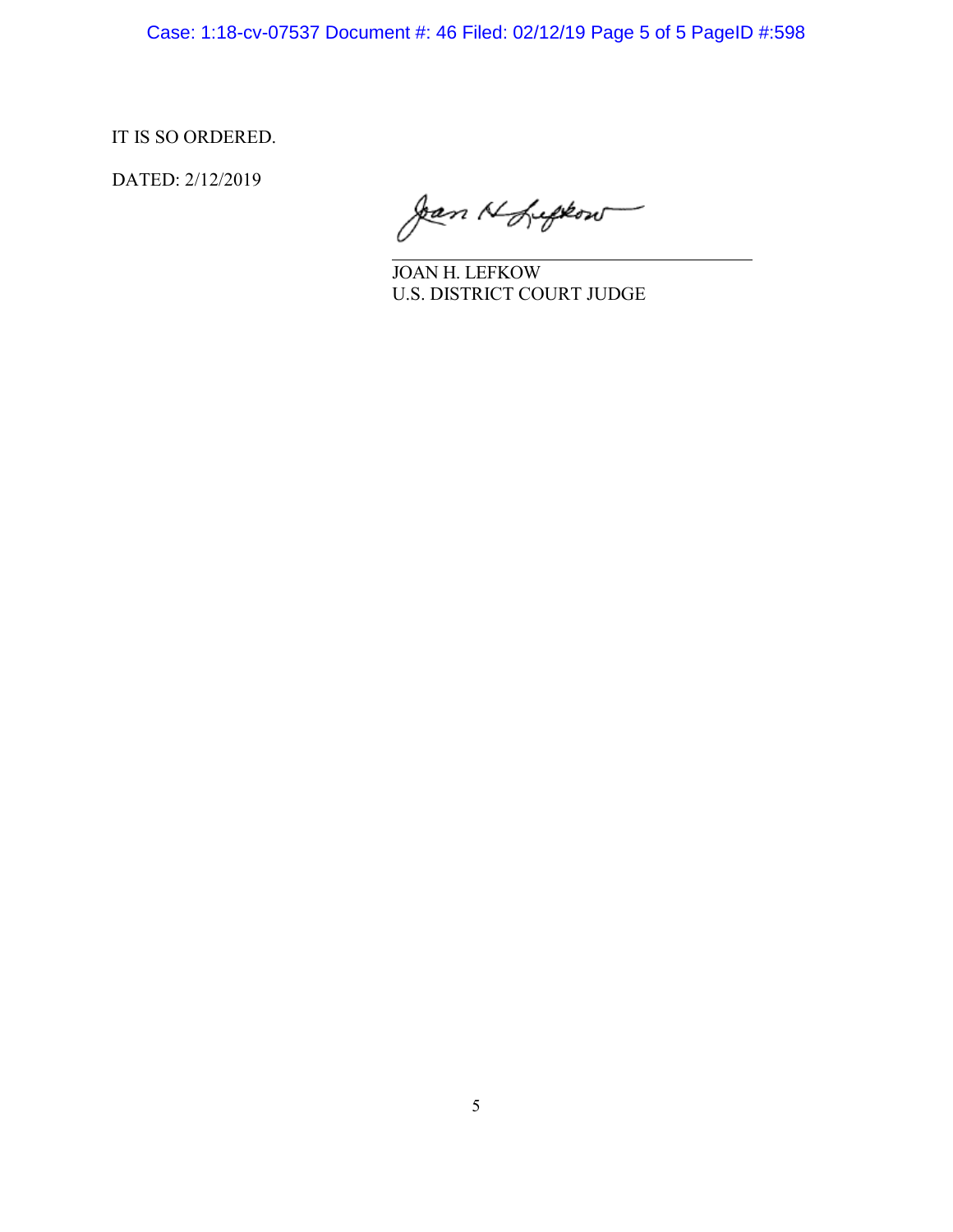IT IS SO ORDERED.

DATED: 2/12/2019

JOAN H. LEFKOW
U.S. DISTRICT COURT JUDGE